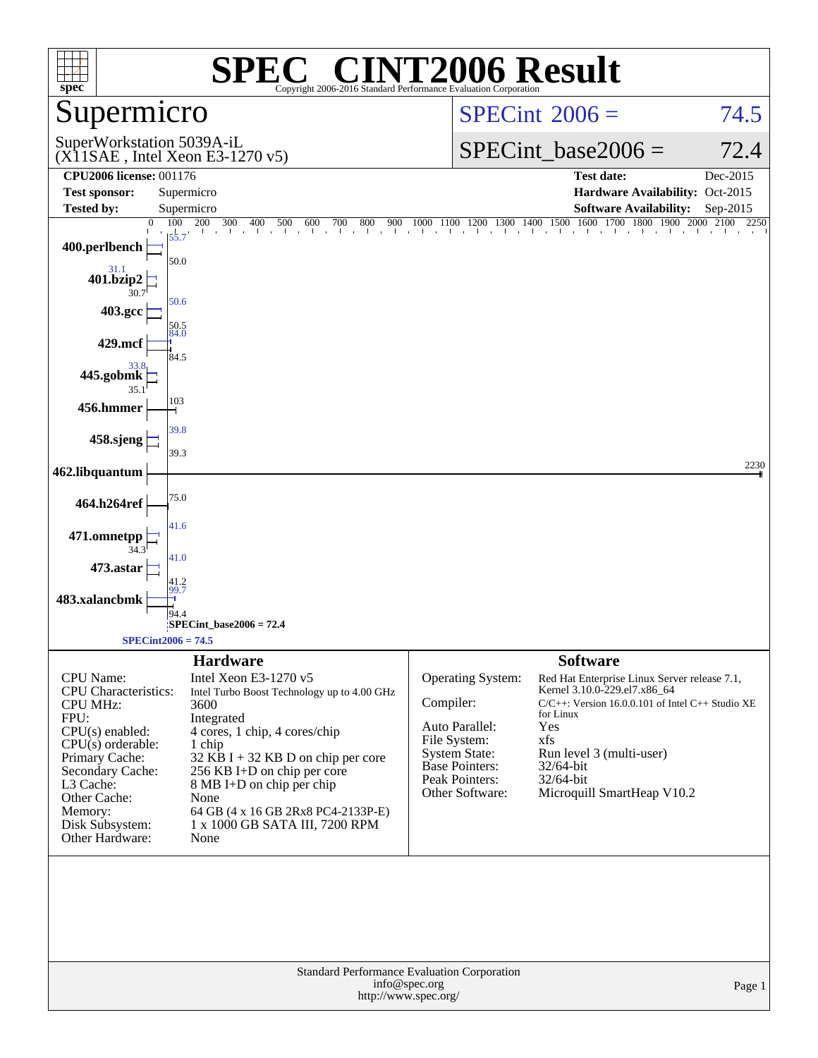# SPEC® CINT2006 Result

Copyright 2006-2016 Standard Performance Evaluation Corporation

## Supermicro

SuperWorkstation 5039A-iL
(X11SAE , Intel Xeon E3-1270 v5)

| | |
|---|---|
| SPECint 2006 = | 74.5 |
| SPECint_base2006 = | 72.4 |

| | | | |
|---|---|---|---|
| **CPU2006 license:** | 001176 | **Test date:** | Dec-2015 |
| **Test sponsor:** | Supermicro | **Hardware Availability:** | Oct-2015 |
| **Tested by:** | Supermicro | **Software Availability:** | Sep-2015 |

| Benchmark | Peak | Base |
|---|---|---|
| 400.perlbench | 55.7 | 50.0 |
| 401.bzip2 | 31.1 | 30.7 |
| 403.gcc | 50.6 | 50.5 |
| 429.mcf | 84.0 | 84.5 |
| 445.gobmk | 33.8 | 35.1 |
| 456.hmmer | | 103 |
| 458.sjeng | 39.8 | 39.3 |
| 462.libquantum | | 2230 |
| 464.h264ref | | 75.0 |
| 471.omnetpp | 41.6 | 34.3 |
| 473.astar | 41.0 | 41.2 |
| 483.xalancbmk | 99.7 | 94.4 |

SPECint_base2006 = 72.4

SPECint2006 = 74.5

### Hardware

| | |
|---|---|
| CPU Name: | Intel Xeon E3-1270 v5 |
| CPU Characteristics: | Intel Turbo Boost Technology up to 4.00 GHz |
| CPU MHz: | 3600 |
| FPU: | Integrated |
| CPU(s) enabled: | 4 cores, 1 chip, 4 cores/chip |
| CPU(s) orderable: | 1 chip |
| Primary Cache: | 32 KB I + 32 KB D on chip per core |
| Secondary Cache: | 256 KB I+D on chip per core |
| L3 Cache: | 8 MB I+D on chip per chip |
| Other Cache: | None |
| Memory: | 64 GB (4 x 16 GB 2Rx8 PC4-2133P-E) |
| Disk Subsystem: | 1 x 1000 GB SATA III, 7200 RPM |
| Other Hardware: | None |

### Software

| | |
|---|---|
| Operating System: | Red Hat Enterprise Linux Server release 7.1, Kernel 3.10.0-229.el7.x86_64 |
| Compiler: | C/C++: Version 16.0.0.101 of Intel C++ Studio XE for Linux |
| Auto Parallel: | Yes |
| File System: | xfs |
| System State: | Run level 3 (multi-user) |
| Base Pointers: | 32/64-bit |
| Peak Pointers: | 32/64-bit |
| Other Software: | Microquill SmartHeap V10.2 |

Standard Performance Evaluation Corporation
info@spec.org
http://www.spec.org/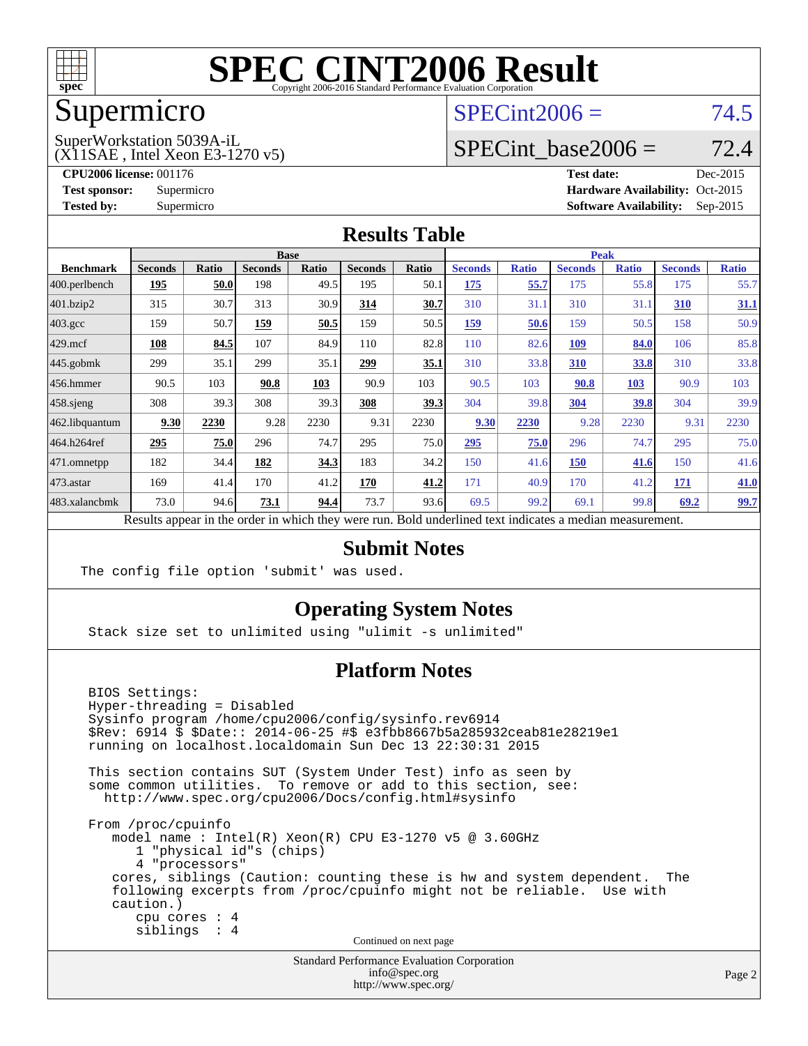# SPEC CINT2006 Result

Copyright 2006-2016 Standard Performance Evaluation Corporation

## Supermicro

SuperWorkstation 5039A-iL
(X11SAE , Intel Xeon E3-1270 v5)

SPECint2006 = 74.5

SPECint_base2006 = 72.4

**CPU2006 license:** 001176
**Test sponsor:** Supermicro
**Tested by:** Supermicro

**Test date:** Dec-2015
**Hardware Availability:** Oct-2015
**Software Availability:** Sep-2015

## Results Table

| Benchmark | Base | | | | | | Peak | | | | | |
|---|---|---|---|---|---|---|---|---|---|---|---|---|
| | Seconds | Ratio | Seconds | Ratio | Seconds | Ratio | Seconds | Ratio | Seconds | Ratio | Seconds | Ratio |
| 400.perlbench | **195** | **50.0** | 198 | 49.5 | 195 | 50.1 | **175** | **55.7** | 175 | 55.8 | 175 | 55.7 |
| 401.bzip2 | 315 | 30.7 | 313 | 30.9 | **314** | **30.7** | 310 | 31.1 | 310 | 31.1 | **310** | **31.1** |
| 403.gcc | 159 | 50.7 | **159** | **50.5** | 159 | 50.5 | **159** | **50.6** | 159 | 50.5 | 158 | 50.9 |
| 429.mcf | **108** | **84.5** | 107 | 84.9 | 110 | 82.8 | 110 | 82.6 | **109** | **84.0** | 106 | 85.8 |
| 445.gobmk | 299 | 35.1 | 299 | 35.1 | **299** | **35.1** | 310 | 33.8 | **310** | **33.8** | 310 | 33.8 |
| 456.hmmer | 90.5 | 103 | **90.8** | **103** | 90.9 | 103 | 90.5 | 103 | **90.8** | **103** | 90.9 | 103 |
| 458.sjeng | 308 | 39.3 | 308 | 39.3 | **308** | **39.3** | 304 | 39.8 | **304** | **39.8** | 304 | 39.9 |
| 462.libquantum | **9.30** | **2230** | 9.28 | 2230 | 9.31 | 2230 | **9.30** | **2230** | 9.28 | 2230 | 9.31 | 2230 |
| 464.h264ref | **295** | **75.0** | 296 | 74.7 | 295 | 75.0 | **295** | **75.0** | 296 | 74.7 | 295 | 75.0 |
| 471.omnetpp | 182 | 34.4 | **182** | **34.3** | 183 | 34.2 | 150 | 41.6 | **150** | **41.6** | 150 | 41.6 |
| 473.astar | 169 | 41.4 | 170 | 41.2 | **170** | **41.2** | 171 | 40.9 | 170 | 41.2 | **171** | **41.0** |
| 483.xalancbmk | 73.0 | 94.6 | **73.1** | **94.4** | 73.7 | 93.6 | 69.5 | 99.2 | 69.1 | 99.8 | **69.2** | **99.7** |

Results appear in the order in which they were run. Bold underlined text indicates a median measurement.

## Submit Notes

```
The config file option 'submit' was used.
```

## Operating System Notes

```
Stack size set to unlimited using "ulimit -s unlimited"
```

## Platform Notes

```
BIOS Settings:
Hyper-threading = Disabled
Sysinfo program /home/cpu2006/config/sysinfo.rev6914
$Rev: 6914 $ $Date:: 2014-06-25 #$ e3fbb8667b5a285932ceab81e28219e1
running on localhost.localdomain Sun Dec 13 22:30:31 2015

This section contains SUT (System Under Test) info as seen by
some common utilities.  To remove or add to this section, see:
  http://www.spec.org/cpu2006/Docs/config.html#sysinfo

From /proc/cpuinfo
   model name : Intel(R) Xeon(R) CPU E3-1270 v5 @ 3.60GHz
      1 "physical id"s (chips)
      4 "processors"
   cores, siblings (Caution: counting these is hw and system dependent.  The
   following excerpts from /proc/cpuinfo might not be reliable.  Use with
   caution.)
      cpu cores : 4
      siblings  : 4
```

Continued on next page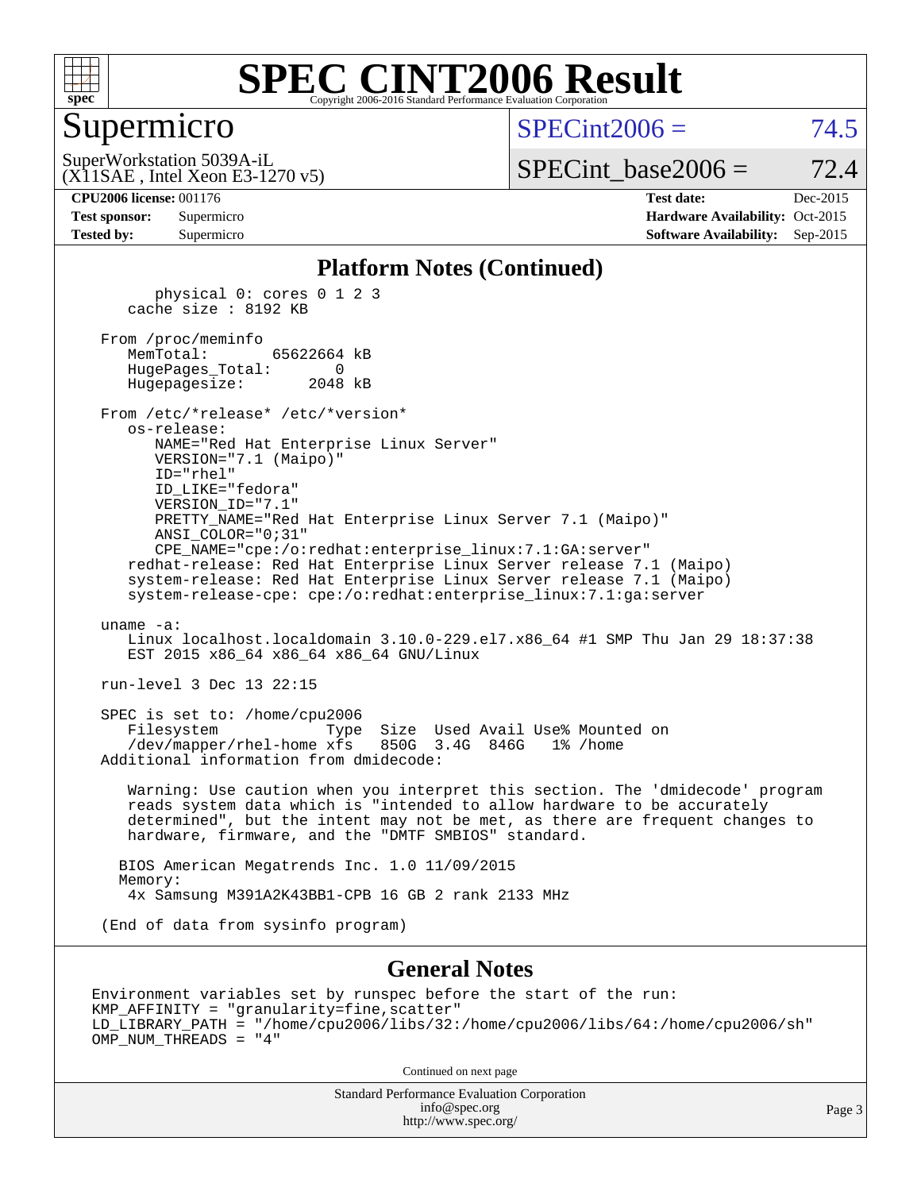# SPEC CINT2006 Result

Copyright 2006-2016 Standard Performance Evaluation Corporation

## Supermicro

SuperWorkstation 5039A-iL
(X11SAE , Intel Xeon E3-1270 v5)

SPECint2006 = 74.5

SPECint_base2006 = 72.4

| | | | |
|---|---|---|---|
| **CPU2006 license:** 001176 | | **Test date:** | Dec-2015 |
| **Test sponsor:** | Supermicro | **Hardware Availability:** | Oct-2015 |
| **Tested by:** | Supermicro | **Software Availability:** | Sep-2015 |

### Platform Notes (Continued)

```
        physical 0: cores 0 1 2 3
     cache size : 8192 KB

  From /proc/meminfo
     MemTotal:       65622664 kB
     HugePages_Total:       0
     Hugepagesize:       2048 kB

  From /etc/*release* /etc/*version*
     os-release:
        NAME="Red Hat Enterprise Linux Server"
        VERSION="7.1 (Maipo)"
        ID="rhel"
        ID_LIKE="fedora"
        VERSION_ID="7.1"
        PRETTY_NAME="Red Hat Enterprise Linux Server 7.1 (Maipo)"
        ANSI_COLOR="0;31"
        CPE_NAME="cpe:/o:redhat:enterprise_linux:7.1:GA:server"
     redhat-release: Red Hat Enterprise Linux Server release 7.1 (Maipo)
     system-release: Red Hat Enterprise Linux Server release 7.1 (Maipo)
     system-release-cpe: cpe:/o:redhat:enterprise_linux:7.1:ga:server

  uname -a:
     Linux localhost.localdomain 3.10.0-229.el7.x86_64 #1 SMP Thu Jan 29 18:37:38
     EST 2015 x86_64 x86_64 x86_64 GNU/Linux

  run-level 3 Dec 13 22:15

  SPEC is set to: /home/cpu2006
     Filesystem            Type  Size  Used Avail Use% Mounted on
     /dev/mapper/rhel-home xfs   850G  3.4G  846G   1% /home
  Additional information from dmidecode:

     Warning: Use caution when you interpret this section. The 'dmidecode' program
     reads system data which is "intended to allow hardware to be accurately
     determined", but the intent may not be met, as there are frequent changes to
     hardware, firmware, and the "DMTF SMBIOS" standard.

    BIOS American Megatrends Inc. 1.0 11/09/2015
    Memory:
     4x Samsung M391A2K43BB1-CPB 16 GB 2 rank 2133 MHz

  (End of data from sysinfo program)
```

### General Notes

```
Environment variables set by runspec before the start of the run:
KMP_AFFINITY = "granularity=fine,scatter"
LD_LIBRARY_PATH = "/home/cpu2006/libs/32:/home/cpu2006/libs/64:/home/cpu2006/sh"
OMP_NUM_THREADS = "4"
```

Continued on next page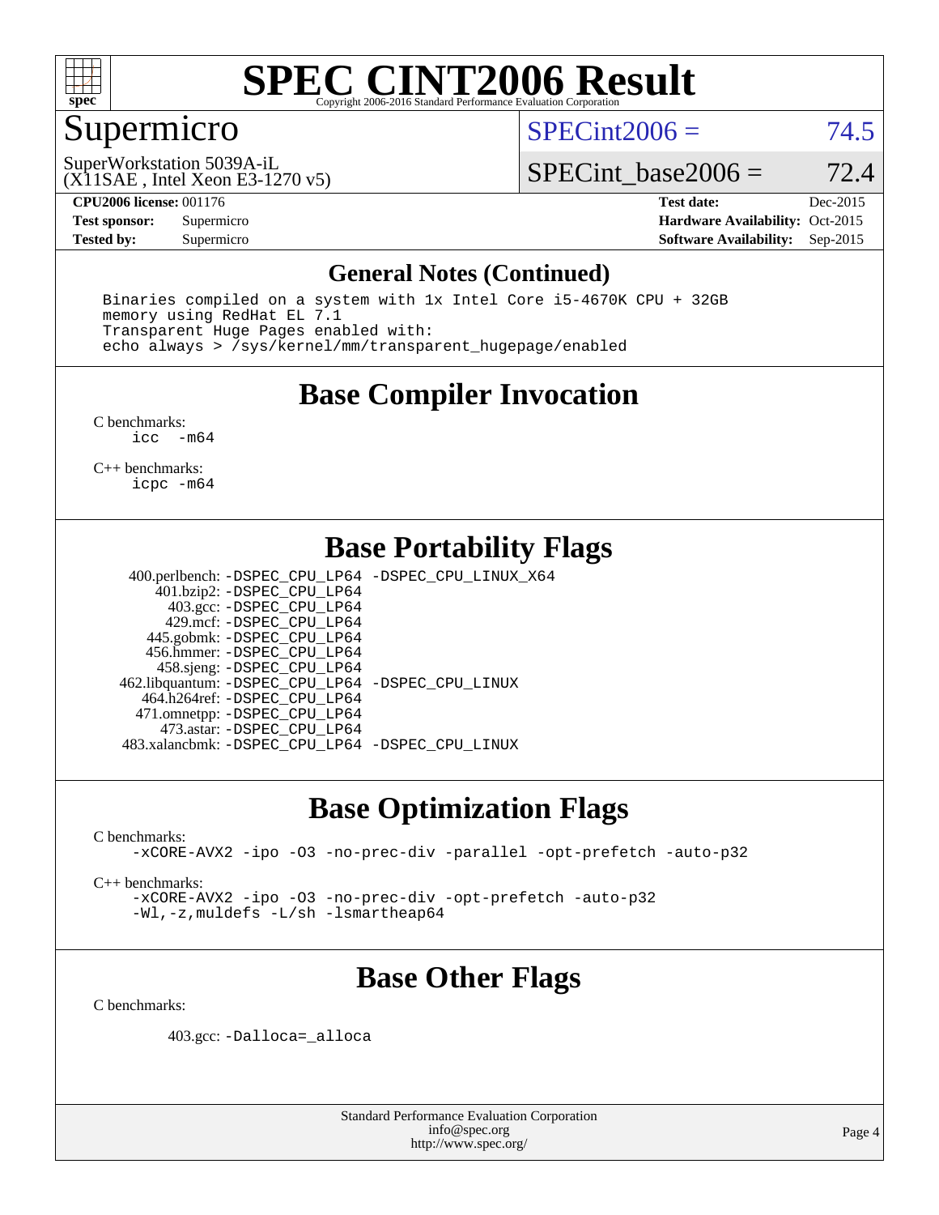# SPEC CINT2006 Result

## Supermicro

SuperWorkstation 5039A-iL
(X11SAE , Intel Xeon E3-1270 v5)

SPECint2006 = 74.5

SPECint_base2006 = 72.4

| | | | |
|---|---|---|---|
| **CPU2006 license:** 001176 | | **Test date:** | Dec-2015 |
| **Test sponsor:** | Supermicro | **Hardware Availability:** | Oct-2015 |
| **Tested by:** | Supermicro | **Software Availability:** | Sep-2015 |

## General Notes (Continued)

```
Binaries compiled on a system with 1x Intel Core i5-4670K CPU + 32GB
memory using RedHat EL 7.1
Transparent Huge Pages enabled with:
echo always > /sys/kernel/mm/transparent_hugepage/enabled
```

## Base Compiler Invocation

C benchmarks:
```
icc  -m64
```

C++ benchmarks:
```
icpc -m64
```

## Base Portability Flags

| | |
|---|---|
| 400.perlbench: | -DSPEC_CPU_LP64 -DSPEC_CPU_LINUX_X64 |
| 401.bzip2: | -DSPEC_CPU_LP64 |
| 403.gcc: | -DSPEC_CPU_LP64 |
| 429.mcf: | -DSPEC_CPU_LP64 |
| 445.gobmk: | -DSPEC_CPU_LP64 |
| 456.hmmer: | -DSPEC_CPU_LP64 |
| 458.sjeng: | -DSPEC_CPU_LP64 |
| 462.libquantum: | -DSPEC_CPU_LP64 -DSPEC_CPU_LINUX |
| 464.h264ref: | -DSPEC_CPU_LP64 |
| 471.omnetpp: | -DSPEC_CPU_LP64 |
| 473.astar: | -DSPEC_CPU_LP64 |
| 483.xalancbmk: | -DSPEC_CPU_LP64 -DSPEC_CPU_LINUX |

## Base Optimization Flags

C benchmarks:
```
-xCORE-AVX2 -ipo -O3 -no-prec-div -parallel -opt-prefetch -auto-p32
```

C++ benchmarks:
```
-xCORE-AVX2 -ipo -O3 -no-prec-div -opt-prefetch -auto-p32
-Wl,-z,muldefs -L/sh -lsmartheap64
```

## Base Other Flags

C benchmarks:

403.gcc: `-Dalloca=_alloca`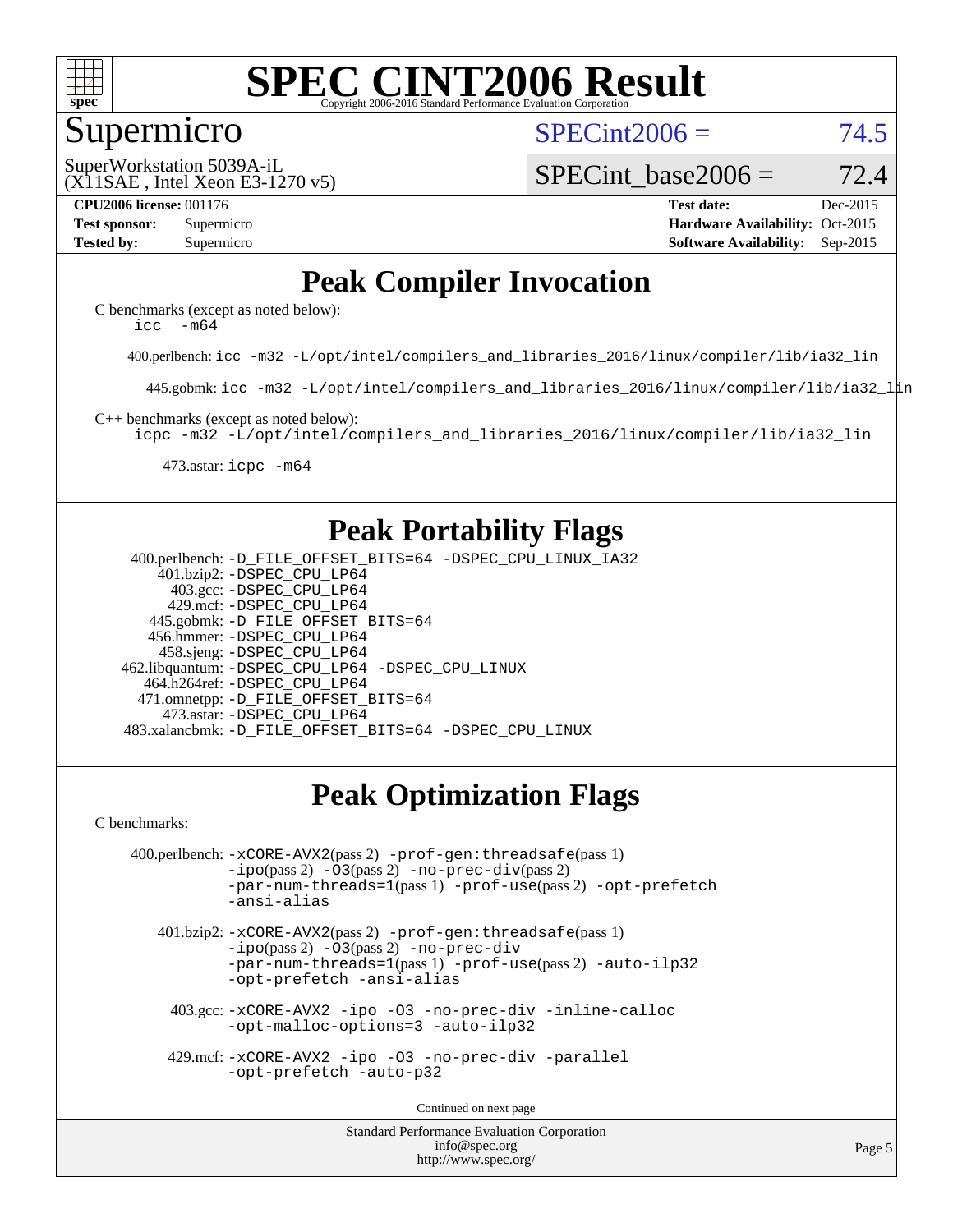# SPEC CINT2006 Result

Copyright 2006-2016 Standard Performance Evaluation Corporation

## Supermicro

SuperWorkstation 5039A-iL
(X11SAE , Intel Xeon E3-1270 v5)

SPECint2006 = 74.5

SPECint_base2006 = 72.4

| | | | |
|---|---|---|---|
| **CPU2006 license:** 001176 | | **Test date:** | Dec-2015 |
| **Test sponsor:** | Supermicro | **Hardware Availability:** | Oct-2015 |
| **Tested by:** | Supermicro | **Software Availability:** | Sep-2015 |

## Peak Compiler Invocation

C benchmarks (except as noted below):
`icc -m64`

400.perlbench: `icc -m32 -L/opt/intel/compilers_and_libraries_2016/linux/compiler/lib/ia32_lin`

445.gobmk: `icc -m32 -L/opt/intel/compilers_and_libraries_2016/linux/compiler/lib/ia32_lin`

C++ benchmarks (except as noted below):
`icpc -m32 -L/opt/intel/compilers_and_libraries_2016/linux/compiler/lib/ia32_lin`

473.astar: `icpc -m64`

## Peak Portability Flags

400.perlbench: `-D_FILE_OFFSET_BITS=64 -DSPEC_CPU_LINUX_IA32`
401.bzip2: `-DSPEC_CPU_LP64`
403.gcc: `-DSPEC_CPU_LP64`
429.mcf: `-DSPEC_CPU_LP64`
445.gobmk: `-D_FILE_OFFSET_BITS=64`
456.hmmer: `-DSPEC_CPU_LP64`
458.sjeng: `-DSPEC_CPU_LP64`
462.libquantum: `-DSPEC_CPU_LP64 -DSPEC_CPU_LINUX`
464.h264ref: `-DSPEC_CPU_LP64`
471.omnetpp: `-D_FILE_OFFSET_BITS=64`
473.astar: `-DSPEC_CPU_LP64`
483.xalancbmk: `-D_FILE_OFFSET_BITS=64 -DSPEC_CPU_LINUX`

## Peak Optimization Flags

C benchmarks:

400.perlbench: `-xCORE-AVX2`(pass 2) `-prof-gen:threadsafe`(pass 1) `-ipo`(pass 2) `-O3`(pass 2) `-no-prec-div`(pass 2) `-par-num-threads=1`(pass 1) `-prof-use`(pass 2) `-opt-prefetch` `-ansi-alias`

401.bzip2: `-xCORE-AVX2`(pass 2) `-prof-gen:threadsafe`(pass 1) `-ipo`(pass 2) `-O3`(pass 2) `-no-prec-div` `-par-num-threads=1`(pass 1) `-prof-use`(pass 2) `-auto-ilp32` `-opt-prefetch -ansi-alias`

403.gcc: `-xCORE-AVX2 -ipo -O3 -no-prec-div -inline-calloc -opt-malloc-options=3 -auto-ilp32`

429.mcf: `-xCORE-AVX2 -ipo -O3 -no-prec-div -parallel -opt-prefetch -auto-p32`

Continued on next page

Standard Performance Evaluation Corporation
info@spec.org
http://www.spec.org/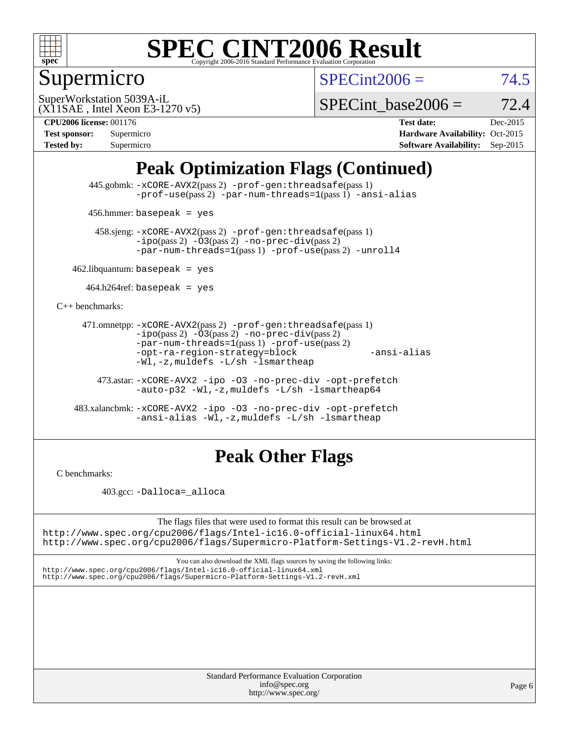# SPEC CINT2006 Result

Copyright 2006-2016 Standard Performance Evaluation Corporation

## Supermicro

SuperWorkstation 5039A-iL
(X11SAE , Intel Xeon E3-1270 v5)

SPECint2006 = 74.5

SPECint_base2006 = 72.4

**CPU2006 license:** 001176
**Test sponsor:** Supermicro
**Tested by:** Supermicro

**Test date:** Dec-2015
**Hardware Availability:** Oct-2015
**Software Availability:** Sep-2015

## Peak Optimization Flags (Continued)

445.gobmk: -xCORE-AVX2(pass 2) -prof-gen:threadsafe(pass 1) -prof-use(pass 2) -par-num-threads=1(pass 1) -ansi-alias

456.hmmer: basepeak = yes

458.sjeng: -xCORE-AVX2(pass 2) -prof-gen:threadsafe(pass 1) -ipo(pass 2) -O3(pass 2) -no-prec-div(pass 2) -par-num-threads=1(pass 1) -prof-use(pass 2) -unroll4

462.libquantum: basepeak = yes

464.h264ref: basepeak = yes

C++ benchmarks:

471.omnetpp: -xCORE-AVX2(pass 2) -prof-gen:threadsafe(pass 1) -ipo(pass 2) -O3(pass 2) -no-prec-div(pass 2) -par-num-threads=1(pass 1) -prof-use(pass 2) -opt-ra-region-strategy=block -ansi-alias -Wl,-z,muldefs -L/sh -lsmartheap

473.astar: -xCORE-AVX2 -ipo -O3 -no-prec-div -opt-prefetch -auto-p32 -Wl,-z,muldefs -L/sh -lsmartheap64

483.xalancbmk: -xCORE-AVX2 -ipo -O3 -no-prec-div -opt-prefetch -ansi-alias -Wl,-z,muldefs -L/sh -lsmartheap

## Peak Other Flags

C benchmarks:

403.gcc: -Dalloca=_alloca

The flags files that were used to format this result can be browsed at
http://www.spec.org/cpu2006/flags/Intel-ic16.0-official-linux64.html
http://www.spec.org/cpu2006/flags/Supermicro-Platform-Settings-V1.2-revH.html

You can also download the XML flags sources by saving the following links:
http://www.spec.org/cpu2006/flags/Intel-ic16.0-official-linux64.xml
http://www.spec.org/cpu2006/flags/Supermicro-Platform-Settings-V1.2-revH.xml

Standard Performance Evaluation Corporation
info@spec.org
http://www.spec.org/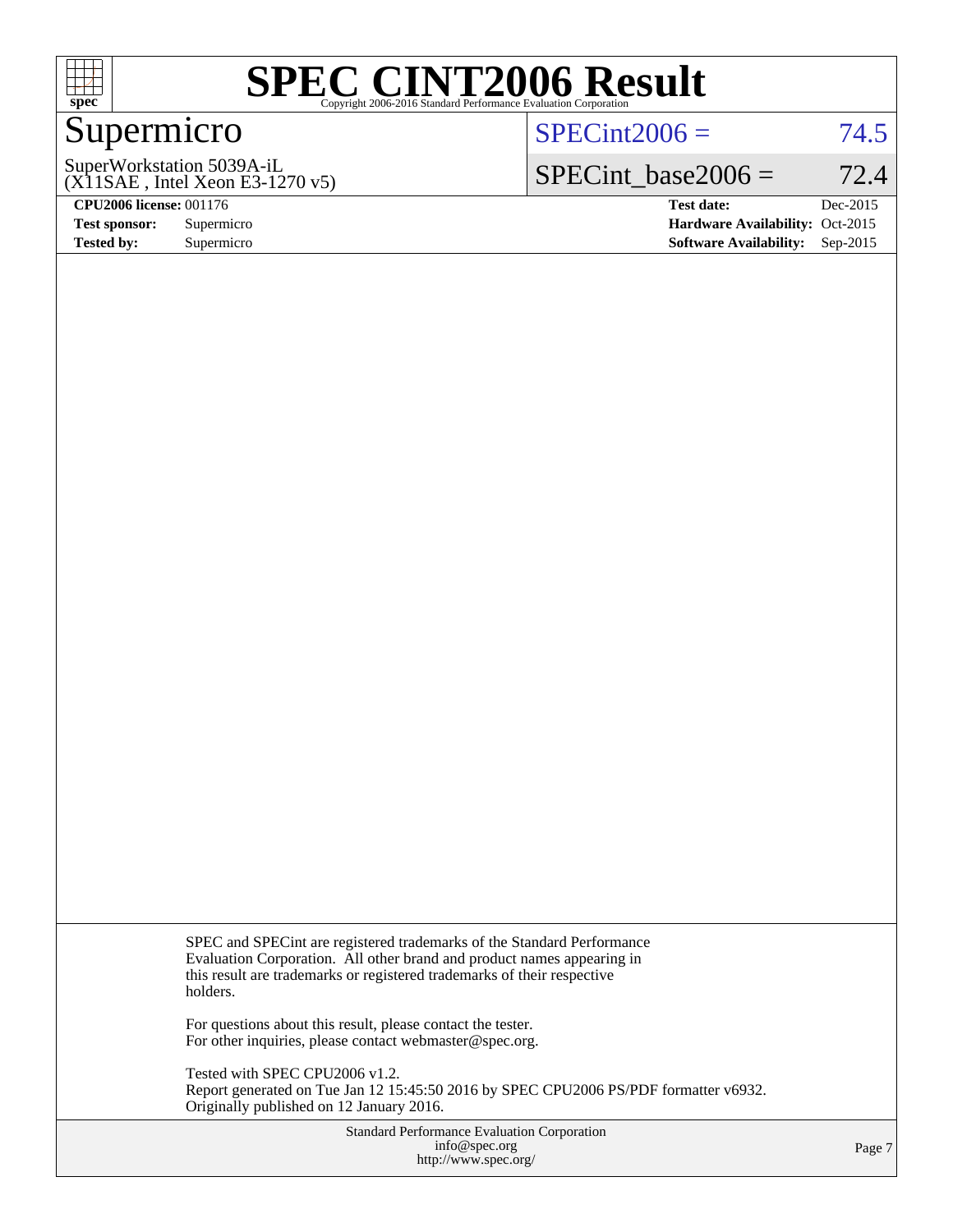SPEC and SPECint are registered trademarks of the Standard Performance Evaluation Corporation. All other brand and product names appearing in this result are trademarks or registered trademarks of their respective holders.

For questions about this result, please contact the tester.
For other inquiries, please contact webmaster@spec.org.

Tested with SPEC CPU2006 v1.2.
Report generated on Tue Jan 12 15:45:50 2016 by SPEC CPU2006 PS/PDF formatter v6932.
Originally published on 12 January 2016.